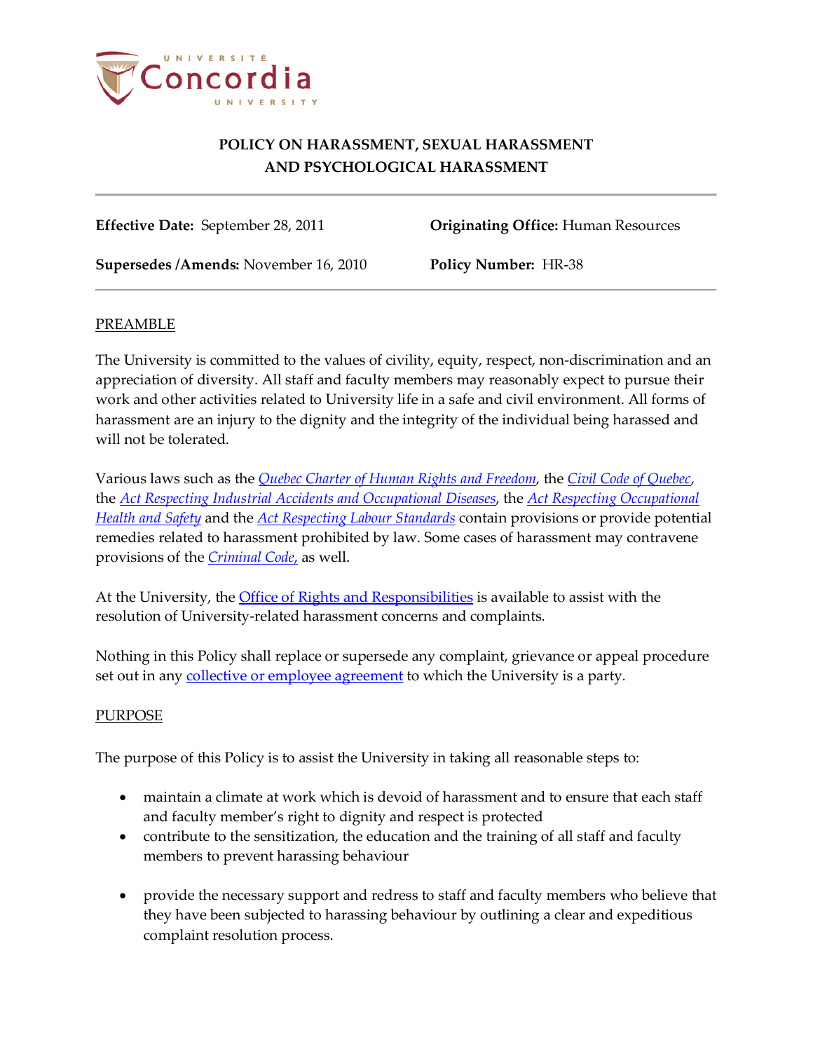# POLICY ON HARASSMENT, SEXUAL HARASSMENT AND PSYCHOLOGICAL HARASSMENT

**Effective Date:** September 28, 2011

**Originating Office:** Human Resources

**Supersedes /Amends:** November 16, 2010

**Policy Number:** HR-38

## PREAMBLE

The University is committed to the values of civility, equity, respect, non-discrimination and an appreciation of diversity. All staff and faculty members may reasonably expect to pursue their work and other activities related to University life in a safe and civil environment. All forms of harassment are an injury to the dignity and the integrity of the individual being harassed and will not be tolerated.

Various laws such as the *Quebec Charter of Human Rights and Freedom*, the *Civil Code of Quebec*, the *Act Respecting Industrial Accidents and Occupational Diseases*, the *Act Respecting Occupational Health and Safety* and the *Act Respecting Labour Standards* contain provisions or provide potential remedies related to harassment prohibited by law. Some cases of harassment may contravene provisions of the *Criminal Code*, as well.

At the University, the Office of Rights and Responsibilities is available to assist with the resolution of University-related harassment concerns and complaints.

Nothing in this Policy shall replace or supersede any complaint, grievance or appeal procedure set out in any collective or employee agreement to which the University is a party.

## PURPOSE

The purpose of this Policy is to assist the University in taking all reasonable steps to:

- maintain a climate at work which is devoid of harassment and to ensure that each staff and faculty member's right to dignity and respect is protected
- contribute to the sensitization, the education and the training of all staff and faculty members to prevent harassing behaviour
- provide the necessary support and redress to staff and faculty members who believe that they have been subjected to harassing behaviour by outlining a clear and expeditious complaint resolution process.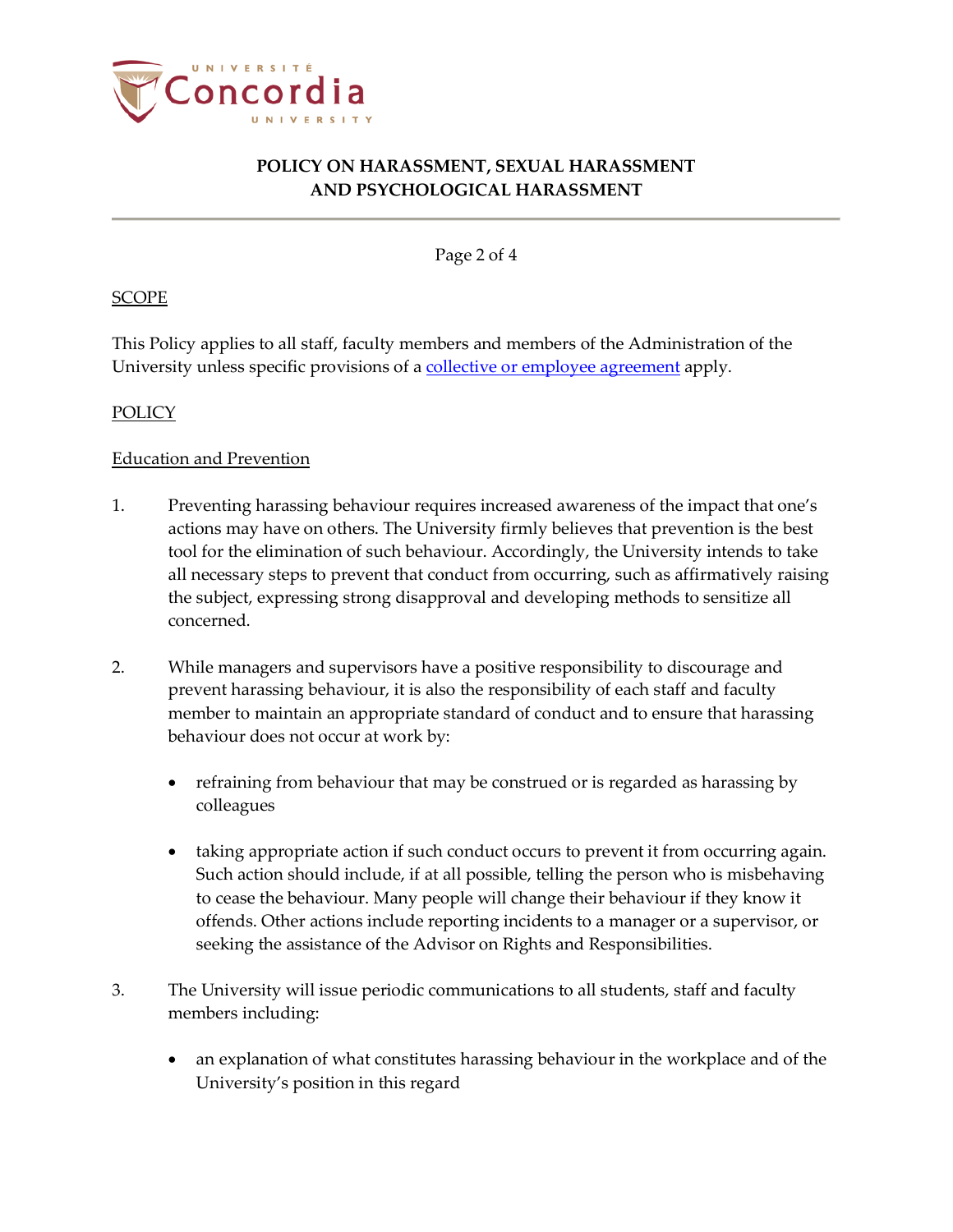SCOPE

This Policy applies to all staff, faculty members and members of the Administration of the University unless specific provisions of a collective or employee agreement apply.

POLICY

Education and Prevention

1. Preventing harassing behaviour requires increased awareness of the impact that one's actions may have on others. The University firmly believes that prevention is the best tool for the elimination of such behaviour. Accordingly, the University intends to take all necessary steps to prevent that conduct from occurring, such as affirmatively raising the subject, expressing strong disapproval and developing methods to sensitize all concerned.

2. While managers and supervisors have a positive responsibility to discourage and prevent harassing behaviour, it is also the responsibility of each staff and faculty member to maintain an appropriate standard of conduct and to ensure that harassing behaviour does not occur at work by:

   - refraining from behaviour that may be construed or is regarded as harassing by colleagues

   - taking appropriate action if such conduct occurs to prevent it from occurring again. Such action should include, if at all possible, telling the person who is misbehaving to cease the behaviour. Many people will change their behaviour if they know it offends. Other actions include reporting incidents to a manager or a supervisor, or seeking the assistance of the Advisor on Rights and Responsibilities.

3. The University will issue periodic communications to all students, staff and faculty members including:

   - an explanation of what constitutes harassing behaviour in the workplace and of the University's position in this regard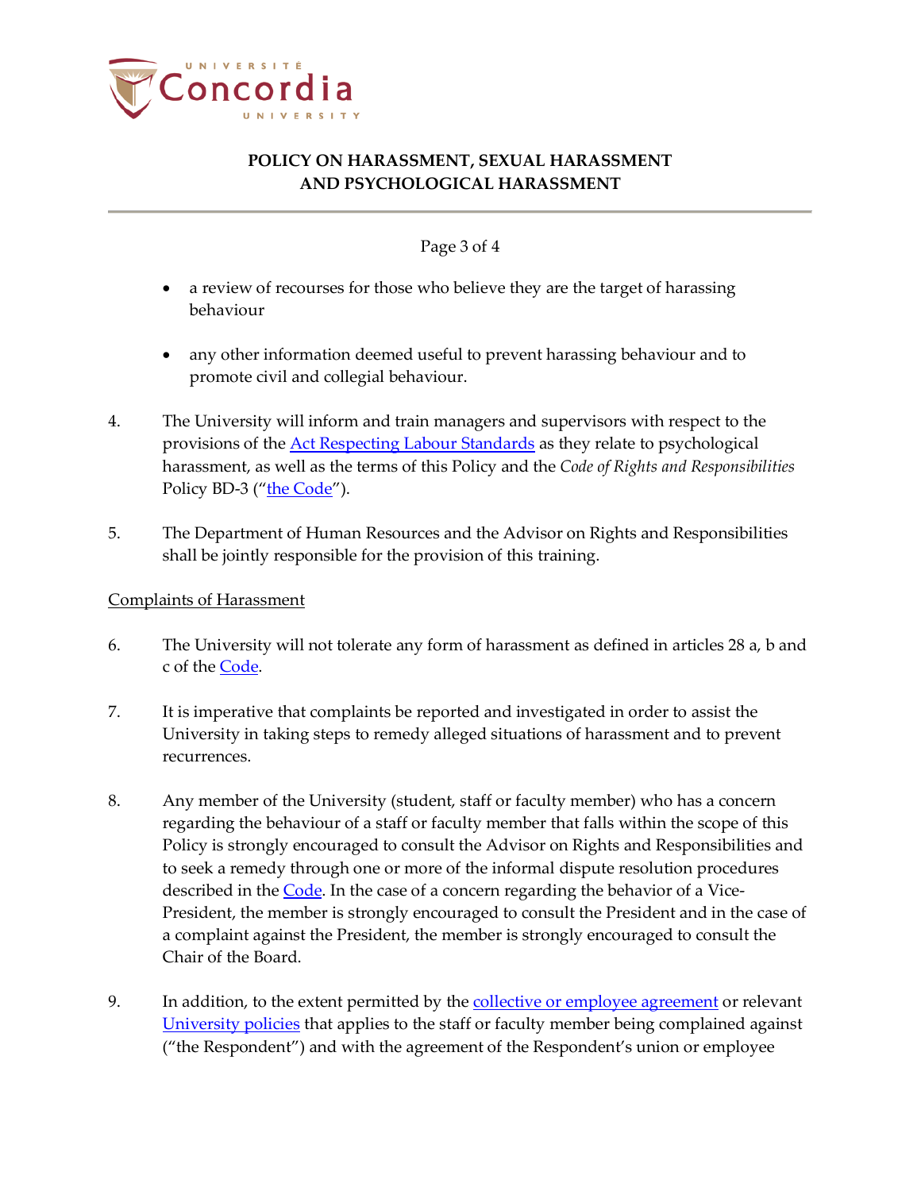- a review of recourses for those who believe they are the target of harassing behaviour

- any other information deemed useful to prevent harassing behaviour and to promote civil and collegial behaviour.

4. The University will inform and train managers and supervisors with respect to the provisions of the Act Respecting Labour Standards as they relate to psychological harassment, as well as the terms of this Policy and the *Code of Rights and Responsibilities* Policy BD-3 ("the Code").

5. The Department of Human Resources and the Advisor on Rights and Responsibilities shall be jointly responsible for the provision of this training.

Complaints of Harassment

6. The University will not tolerate any form of harassment as defined in articles 28 a, b and c of the Code.

7. It is imperative that complaints be reported and investigated in order to assist the University in taking steps to remedy alleged situations of harassment and to prevent recurrences.

8. Any member of the University (student, staff or faculty member) who has a concern regarding the behaviour of a staff or faculty member that falls within the scope of this Policy is strongly encouraged to consult the Advisor on Rights and Responsibilities and to seek a remedy through one or more of the informal dispute resolution procedures described in the Code. In the case of a concern regarding the behavior of a Vice-President, the member is strongly encouraged to consult the President and in the case of a complaint against the President, the member is strongly encouraged to consult the Chair of the Board.

9. In addition, to the extent permitted by the collective or employee agreement or relevant University policies that applies to the staff or faculty member being complained against ("the Respondent") and with the agreement of the Respondent's union or employee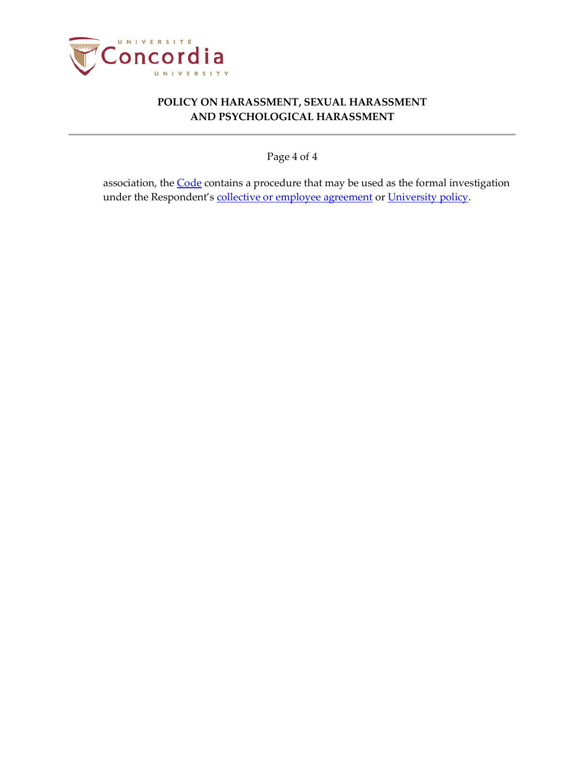association, the Code contains a procedure that may be used as the formal investigation under the Respondent's collective or employee agreement or University policy.